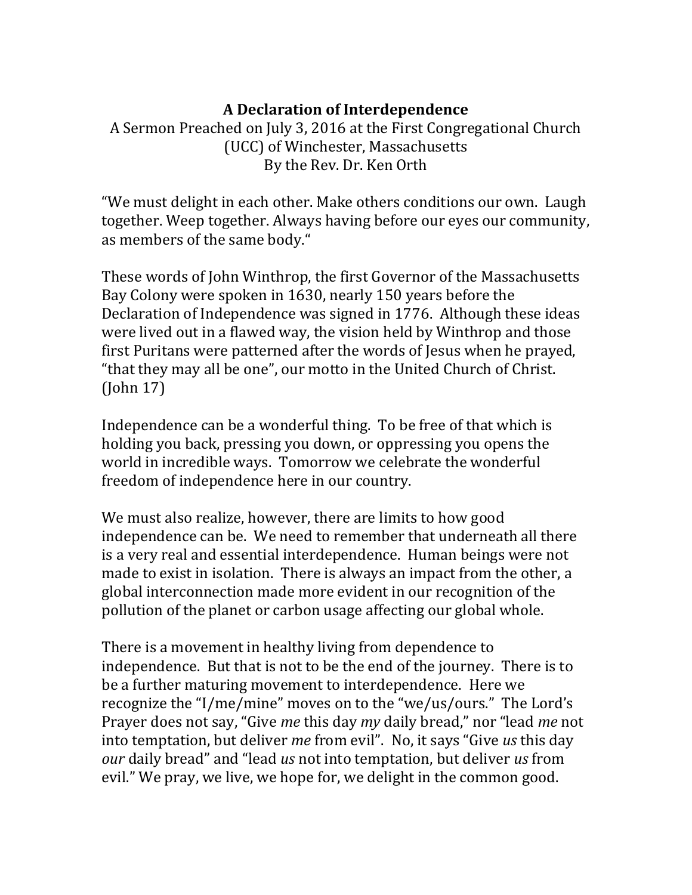# A Declaration of Interdependence

A Sermon Preached on July 3, 2016 at the First Congregational Church (UCC) of Winchester, Massachusetts
By the Rev. Dr. Ken Orth

"We must delight in each other. Make others conditions our own. Laugh together. Weep together. Always having before our eyes our community, as members of the same body."

These words of John Winthrop, the first Governor of the Massachusetts Bay Colony were spoken in 1630, nearly 150 years before the Declaration of Independence was signed in 1776. Although these ideas were lived out in a flawed way, the vision held by Winthrop and those first Puritans were patterned after the words of Jesus when he prayed, "that they may all be one", our motto in the United Church of Christ. (John 17)

Independence can be a wonderful thing. To be free of that which is holding you back, pressing you down, or oppressing you opens the world in incredible ways. Tomorrow we celebrate the wonderful freedom of independence here in our country.

We must also realize, however, there are limits to how good independence can be. We need to remember that underneath all there is a very real and essential interdependence. Human beings were not made to exist in isolation. There is always an impact from the other, a global interconnection made more evident in our recognition of the pollution of the planet or carbon usage affecting our global whole.

There is a movement in healthy living from dependence to independence. But that is not to be the end of the journey. There is to be a further maturing movement to interdependence. Here we recognize the "I/me/mine" moves on to the "we/us/ours." The Lord's Prayer does not say, "Give *me* this day *my* daily bread," nor "lead *me* not into temptation, but deliver *me* from evil". No, it says "Give *us* this day *our* daily bread" and "lead *us* not into temptation, but deliver *us* from evil." We pray, we live, we hope for, we delight in the common good.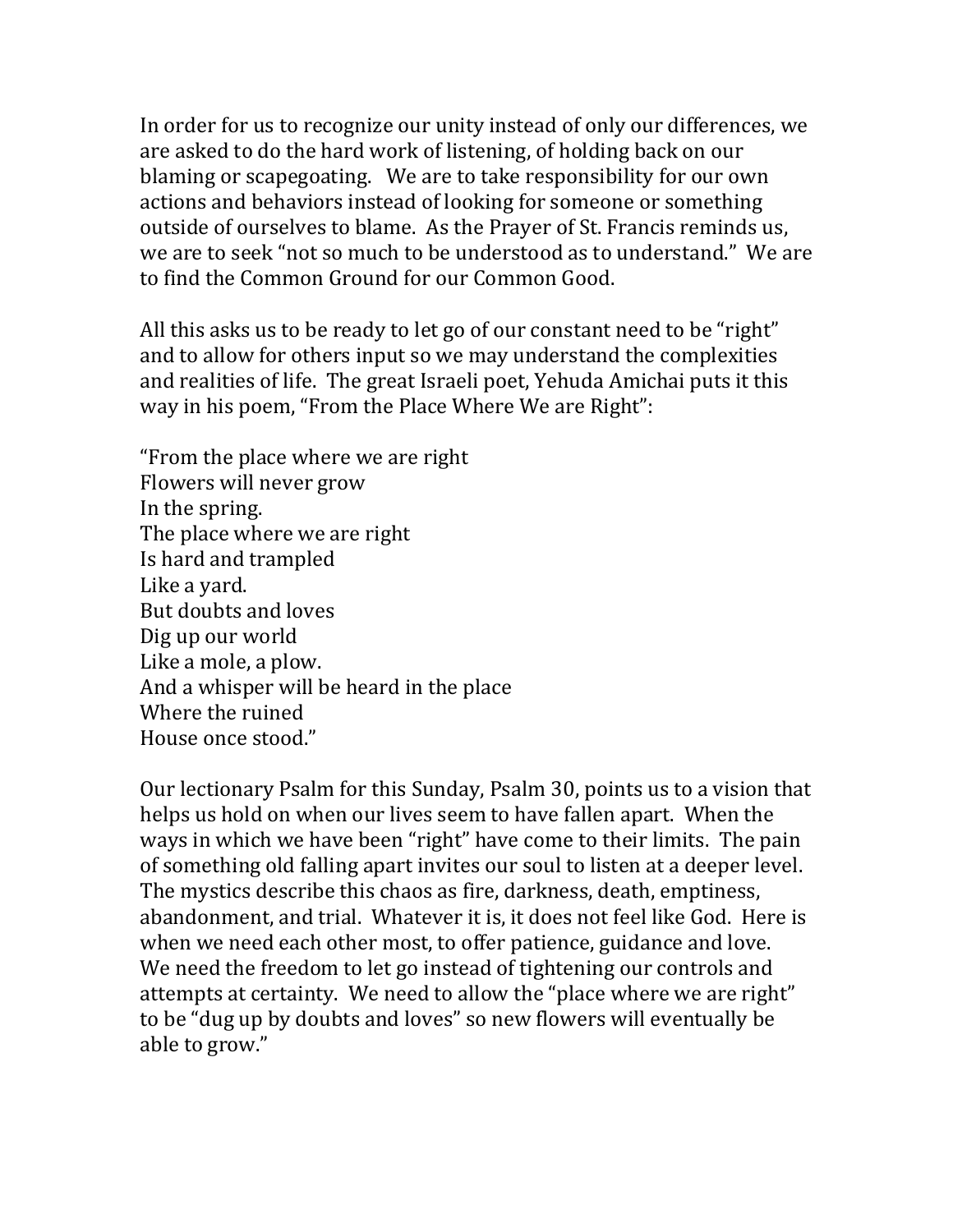In order for us to recognize our unity instead of only our differences, we are asked to do the hard work of listening, of holding back on our blaming or scapegoating. We are to take responsibility for our own actions and behaviors instead of looking for someone or something outside of ourselves to blame. As the Prayer of St. Francis reminds us, we are to seek "not so much to be understood as to understand." We are to find the Common Ground for our Common Good.

All this asks us to be ready to let go of our constant need to be "right" and to allow for others input so we may understand the complexities and realities of life. The great Israeli poet, Yehuda Amichai puts it this way in his poem, "From the Place Where We are Right":

"From the place where we are right  
Flowers will never grow  
In the spring.  
The place where we are right  
Is hard and trampled  
Like a yard.  
But doubts and loves  
Dig up our world  
Like a mole, a plow.  
And a whisper will be heard in the place  
Where the ruined  
House once stood."

Our lectionary Psalm for this Sunday, Psalm 30, points us to a vision that helps us hold on when our lives seem to have fallen apart. When the ways in which we have been "right" have come to their limits. The pain of something old falling apart invites our soul to listen at a deeper level. The mystics describe this chaos as fire, darkness, death, emptiness, abandonment, and trial. Whatever it is, it does not feel like God. Here is when we need each other most, to offer patience, guidance and love. We need the freedom to let go instead of tightening our controls and attempts at certainty. We need to allow the "place where we are right" to be "dug up by doubts and loves" so new flowers will eventually be able to grow."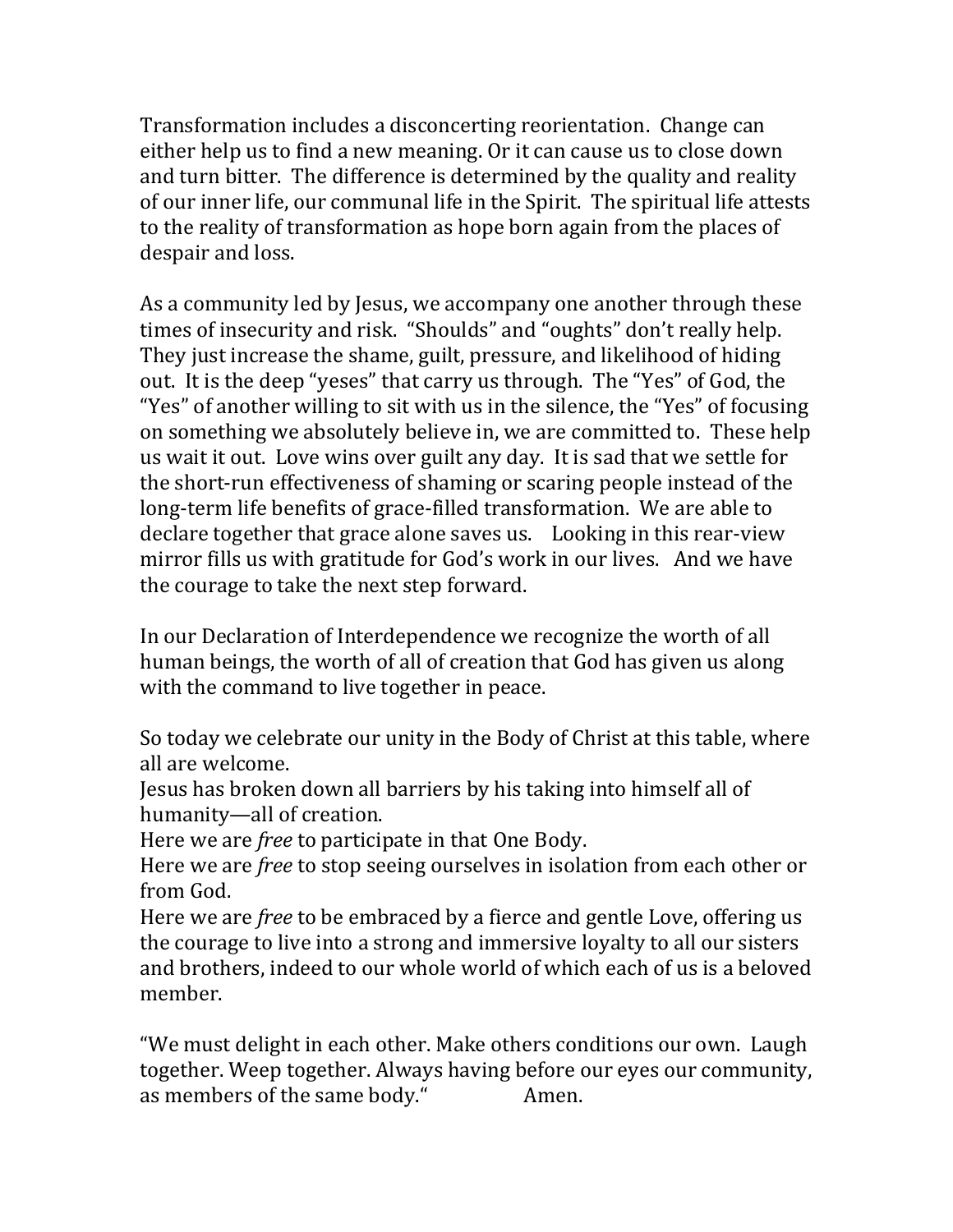Transformation includes a disconcerting reorientation. Change can either help us to find a new meaning. Or it can cause us to close down and turn bitter. The difference is determined by the quality and reality of our inner life, our communal life in the Spirit. The spiritual life attests to the reality of transformation as hope born again from the places of despair and loss.

As a community led by Jesus, we accompany one another through these times of insecurity and risk. "Shoulds" and "oughts" don't really help. They just increase the shame, guilt, pressure, and likelihood of hiding out. It is the deep "yeses" that carry us through. The "Yes" of God, the "Yes" of another willing to sit with us in the silence, the "Yes" of focusing on something we absolutely believe in, we are committed to. These help us wait it out. Love wins over guilt any day. It is sad that we settle for the short-run effectiveness of shaming or scaring people instead of the long-term life benefits of grace-filled transformation. We are able to declare together that grace alone saves us. Looking in this rear-view mirror fills us with gratitude for God's work in our lives. And we have the courage to take the next step forward.

In our Declaration of Interdependence we recognize the worth of all human beings, the worth of all of creation that God has given us along with the command to live together in peace.

So today we celebrate our unity in the Body of Christ at this table, where all are welcome.
Jesus has broken down all barriers by his taking into himself all of humanity—all of creation.
Here we are *free* to participate in that One Body.
Here we are *free* to stop seeing ourselves in isolation from each other or from God.
Here we are *free* to be embraced by a fierce and gentle Love, offering us the courage to live into a strong and immersive loyalty to all our sisters and brothers, indeed to our whole world of which each of us is a beloved member.

"We must delight in each other. Make others conditions our own. Laugh together. Weep together. Always having before our eyes our community, as members of the same body." Amen.